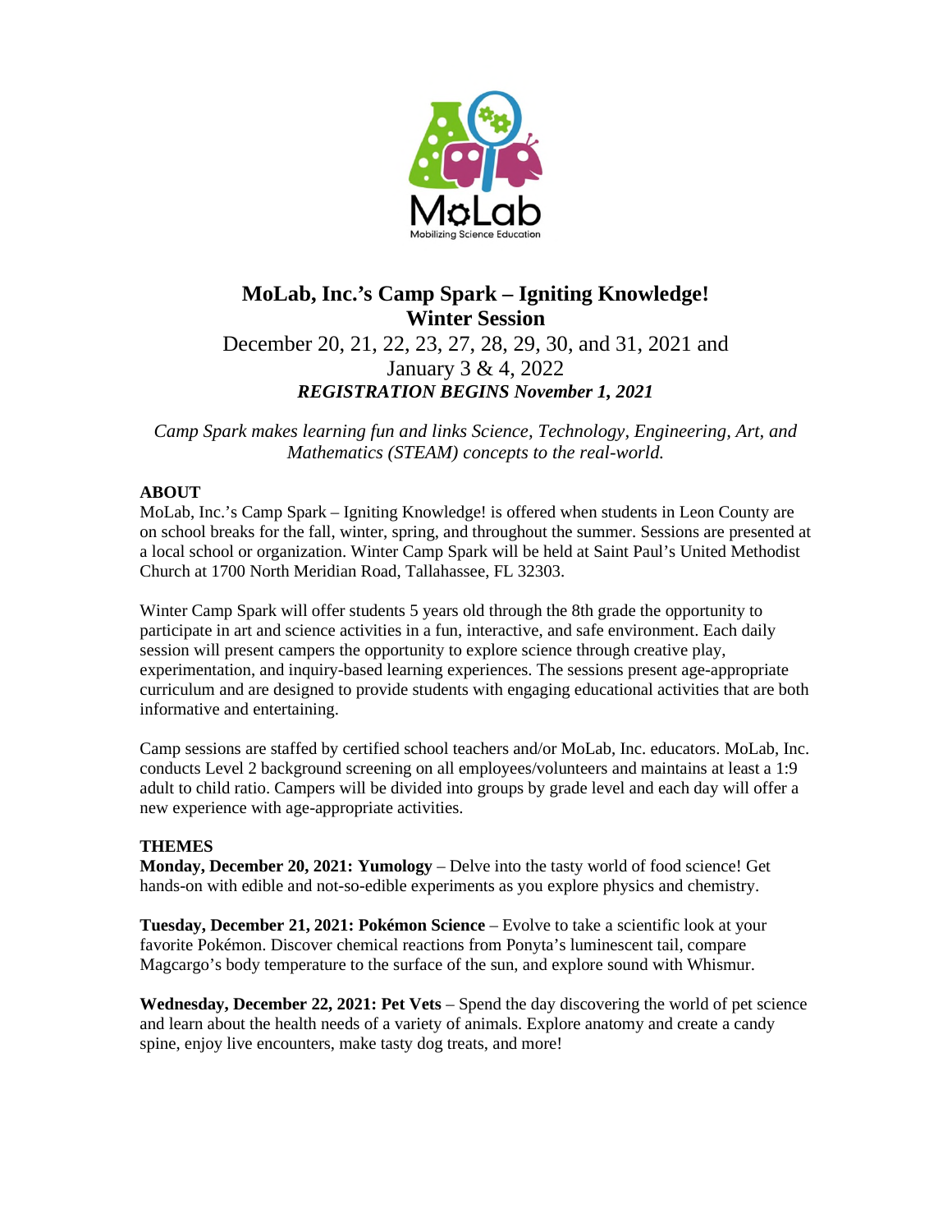# MoLab, Inc.'s Camp Spark – Igniting Knowledge!
## Winter Session

December 20, 21, 22, 23, 27, 28, 29, 30, and 31, 2021 and January 3 & 4, 2022

***REGISTRATION BEGINS November 1, 2021***

*Camp Spark makes learning fun and links Science, Technology, Engineering, Art, and Mathematics (STEAM) concepts to the real-world.*

### ABOUT

MoLab, Inc.'s Camp Spark – Igniting Knowledge! is offered when students in Leon County are on school breaks for the fall, winter, spring, and throughout the summer. Sessions are presented at a local school or organization. Winter Camp Spark will be held at Saint Paul's United Methodist Church at 1700 North Meridian Road, Tallahassee, FL 32303.

Winter Camp Spark will offer students 5 years old through the 8th grade the opportunity to participate in art and science activities in a fun, interactive, and safe environment. Each daily session will present campers the opportunity to explore science through creative play, experimentation, and inquiry-based learning experiences. The sessions present age-appropriate curriculum and are designed to provide students with engaging educational activities that are both informative and entertaining.

Camp sessions are staffed by certified school teachers and/or MoLab, Inc. educators. MoLab, Inc. conducts Level 2 background screening on all employees/volunteers and maintains at least a 1:9 adult to child ratio. Campers will be divided into groups by grade level and each day will offer a new experience with age-appropriate activities.

### THEMES

**Monday, December 20, 2021: Yumology** – Delve into the tasty world of food science! Get hands-on with edible and not-so-edible experiments as you explore physics and chemistry.

**Tuesday, December 21, 2021: Pokémon Science** – Evolve to take a scientific look at your favorite Pokémon. Discover chemical reactions from Ponyta's luminescent tail, compare Magcargo's body temperature to the surface of the sun, and explore sound with Whismur.

**Wednesday, December 22, 2021: Pet Vets** – Spend the day discovering the world of pet science and learn about the health needs of a variety of animals. Explore anatomy and create a candy spine, enjoy live encounters, make tasty dog treats, and more!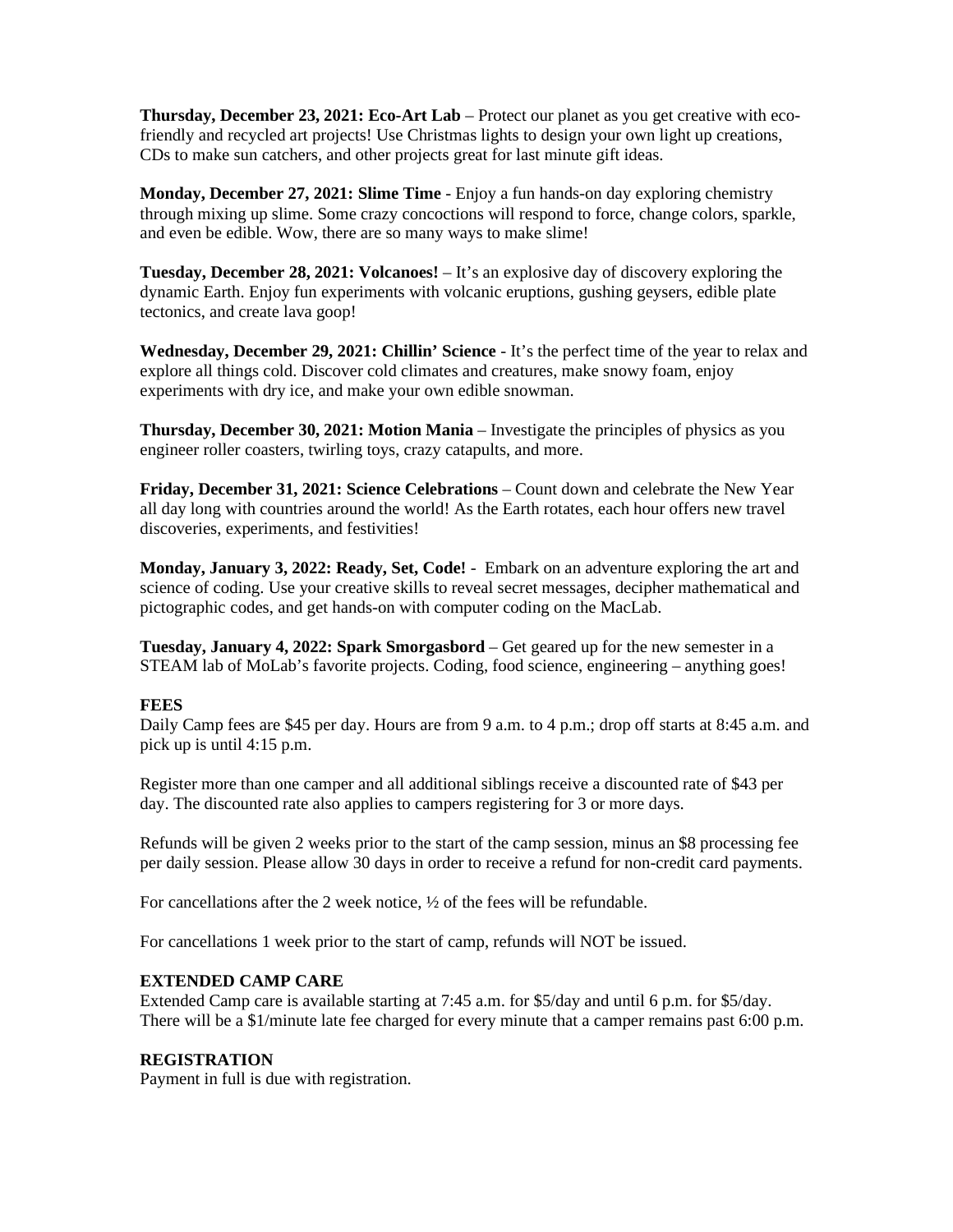**Thursday, December 23, 2021: Eco-Art Lab** – Protect our planet as you get creative with eco-friendly and recycled art projects! Use Christmas lights to design your own light up creations, CDs to make sun catchers, and other projects great for last minute gift ideas.

**Monday, December 27, 2021: Slime Time** - Enjoy a fun hands-on day exploring chemistry through mixing up slime. Some crazy concoctions will respond to force, change colors, sparkle, and even be edible. Wow, there are so many ways to make slime!

**Tuesday, December 28, 2021: Volcanoes!** – It's an explosive day of discovery exploring the dynamic Earth. Enjoy fun experiments with volcanic eruptions, gushing geysers, edible plate tectonics, and create lava goop!

**Wednesday, December 29, 2021: Chillin' Science** - It's the perfect time of the year to relax and explore all things cold. Discover cold climates and creatures, make snowy foam, enjoy experiments with dry ice, and make your own edible snowman.

**Thursday, December 30, 2021: Motion Mania** – Investigate the principles of physics as you engineer roller coasters, twirling toys, crazy catapults, and more.

**Friday, December 31, 2021: Science Celebrations** – Count down and celebrate the New Year all day long with countries around the world! As the Earth rotates, each hour offers new travel discoveries, experiments, and festivities!

**Monday, January 3, 2022: Ready, Set, Code!** - Embark on an adventure exploring the art and science of coding. Use your creative skills to reveal secret messages, decipher mathematical and pictographic codes, and get hands-on with computer coding on the MacLab.

**Tuesday, January 4, 2022: Spark Smorgasbord** – Get geared up for the new semester in a STEAM lab of MoLab's favorite projects. Coding, food science, engineering – anything goes!

**FEES**

Daily Camp fees are $45 per day. Hours are from 9 a.m. to 4 p.m.; drop off starts at 8:45 a.m. and pick up is until 4:15 p.m.

Register more than one camper and all additional siblings receive a discounted rate of $43 per day. The discounted rate also applies to campers registering for 3 or more days.

Refunds will be given 2 weeks prior to the start of the camp session, minus an $8 processing fee per daily session. Please allow 30 days in order to receive a refund for non-credit card payments.

For cancellations after the 2 week notice, ½ of the fees will be refundable.

For cancellations 1 week prior to the start of camp, refunds will NOT be issued.

**EXTENDED CAMP CARE**

Extended Camp care is available starting at 7:45 a.m. for $5/day and until 6 p.m. for $5/day. There will be a $1/minute late fee charged for every minute that a camper remains past 6:00 p.m.

**REGISTRATION**

Payment in full is due with registration.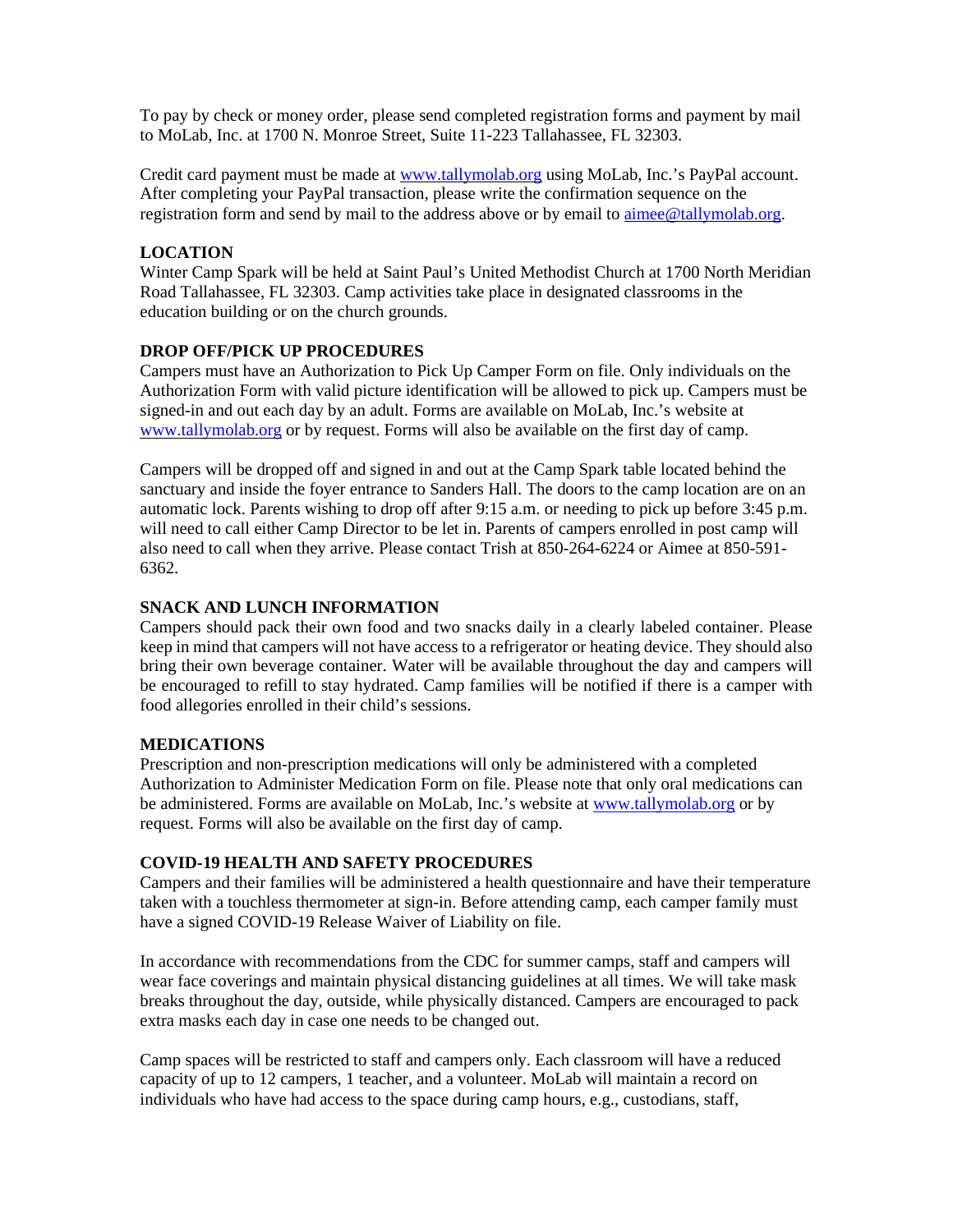To pay by check or money order, please send completed registration forms and payment by mail to MoLab, Inc. at 1700 N. Monroe Street, Suite 11-223 Tallahassee, FL 32303.

Credit card payment must be made at [www.tallymolab.org](http://www.tallymolab.org) using MoLab, Inc.'s PayPal account. After completing your PayPal transaction, please write the confirmation sequence on the registration form and send by mail to the address above or by email to [aimee@tallymolab.org](mailto:aimee@tallymolab.org).

**LOCATION**

Winter Camp Spark will be held at Saint Paul's United Methodist Church at 1700 North Meridian Road Tallahassee, FL 32303. Camp activities take place in designated classrooms in the education building or on the church grounds.

**DROP OFF/PICK UP PROCEDURES**

Campers must have an Authorization to Pick Up Camper Form on file. Only individuals on the Authorization Form with valid picture identification will be allowed to pick up. Campers must be signed-in and out each day by an adult. Forms are available on MoLab, Inc.'s website at [www.tallymolab.org](http://www.tallymolab.org) or by request. Forms will also be available on the first day of camp.

Campers will be dropped off and signed in and out at the Camp Spark table located behind the sanctuary and inside the foyer entrance to Sanders Hall. The doors to the camp location are on an automatic lock. Parents wishing to drop off after 9:15 a.m. or needing to pick up before 3:45 p.m. will need to call either Camp Director to be let in. Parents of campers enrolled in post camp will also need to call when they arrive. Please contact Trish at 850-264-6224 or Aimee at 850-591-6362.

**SNACK AND LUNCH INFORMATION**

Campers should pack their own food and two snacks daily in a clearly labeled container. Please keep in mind that campers will not have access to a refrigerator or heating device. They should also bring their own beverage container. Water will be available throughout the day and campers will be encouraged to refill to stay hydrated. Camp families will be notified if there is a camper with food allegories enrolled in their child's sessions.

**MEDICATIONS**

Prescription and non-prescription medications will only be administered with a completed Authorization to Administer Medication Form on file. Please note that only oral medications can be administered. Forms are available on MoLab, Inc.'s website at [www.tallymolab.org](http://www.tallymolab.org) or by request. Forms will also be available on the first day of camp.

**COVID-19 HEALTH AND SAFETY PROCEDURES**

Campers and their families will be administered a health questionnaire and have their temperature taken with a touchless thermometer at sign-in. Before attending camp, each camper family must have a signed COVID-19 Release Waiver of Liability on file.

In accordance with recommendations from the CDC for summer camps, staff and campers will wear face coverings and maintain physical distancing guidelines at all times. We will take mask breaks throughout the day, outside, while physically distanced. Campers are encouraged to pack extra masks each day in case one needs to be changed out.

Camp spaces will be restricted to staff and campers only. Each classroom will have a reduced capacity of up to 12 campers, 1 teacher, and a volunteer. MoLab will maintain a record on individuals who have had access to the space during camp hours, e.g., custodians, staff,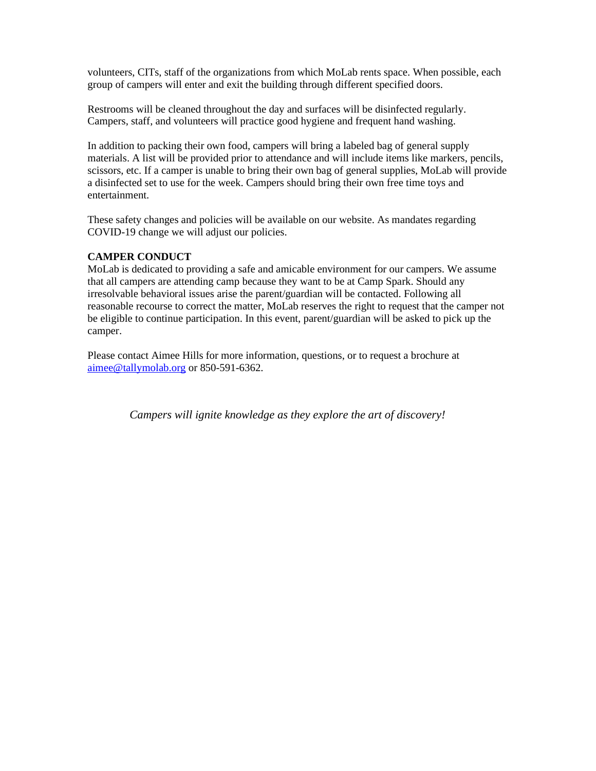volunteers, CITs, staff of the organizations from which MoLab rents space. When possible, each group of campers will enter and exit the building through different specified doors.

Restrooms will be cleaned throughout the day and surfaces will be disinfected regularly. Campers, staff, and volunteers will practice good hygiene and frequent hand washing.

In addition to packing their own food, campers will bring a labeled bag of general supply materials. A list will be provided prior to attendance and will include items like markers, pencils, scissors, etc. If a camper is unable to bring their own bag of general supplies, MoLab will provide a disinfected set to use for the week. Campers should bring their own free time toys and entertainment.

These safety changes and policies will be available on our website. As mandates regarding COVID-19 change we will adjust our policies.

**CAMPER CONDUCT**

MoLab is dedicated to providing a safe and amicable environment for our campers. We assume that all campers are attending camp because they want to be at Camp Spark. Should any irresolvable behavioral issues arise the parent/guardian will be contacted. Following all reasonable recourse to correct the matter, MoLab reserves the right to request that the camper not be eligible to continue participation. In this event, parent/guardian will be asked to pick up the camper.

Please contact Aimee Hills for more information, questions, or to request a brochure at [aimee@tallymolab.org](mailto:aimee@tallymolab.org) or 850-591-6362.

*Campers will ignite knowledge as they explore the art of discovery!*